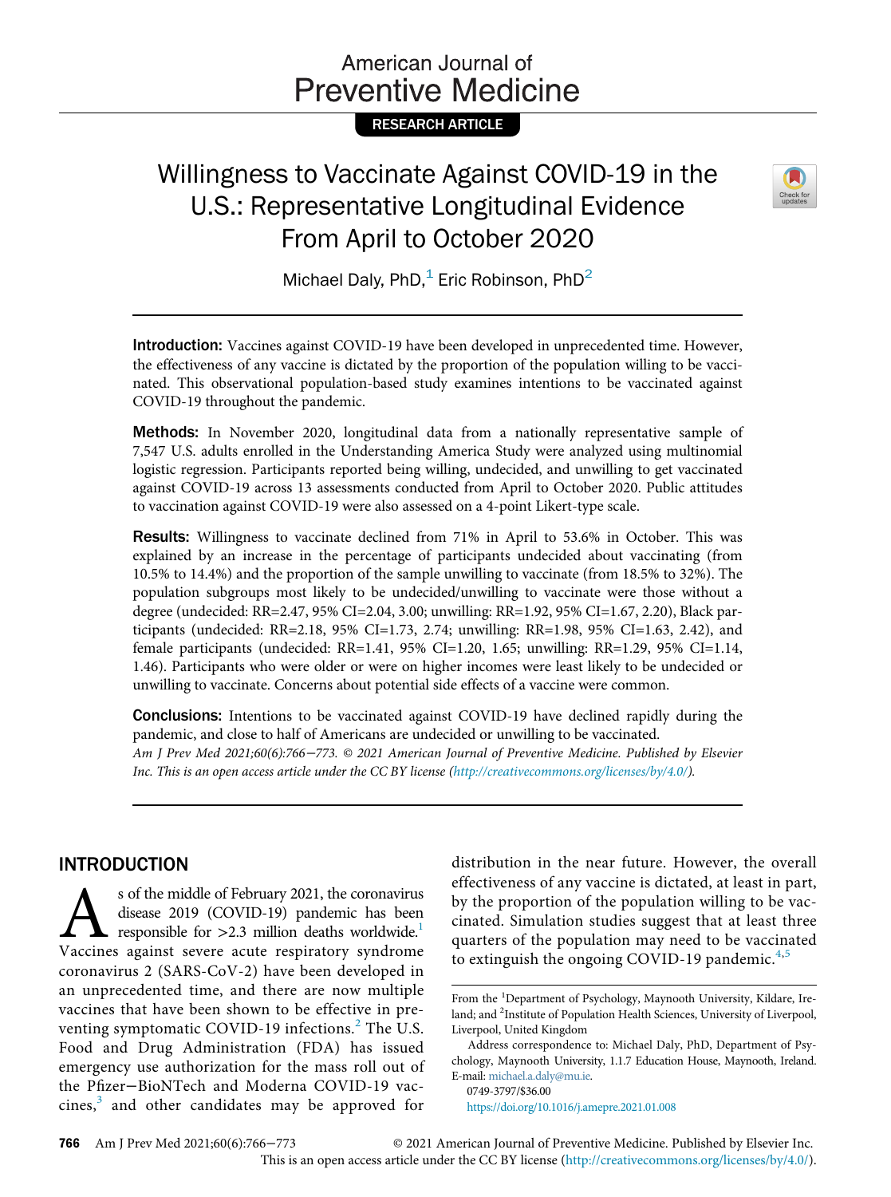RESEARCH ARTICLE

# Willingness to Vaccinate Against COVID-19 in the U.S.: Representative Longitudinal Evidence From April to October 2020

Michael Daly, PhD,[1] Eric Robinson, PhD[2]

**Introduction:** Vaccines against COVID-19 have been developed in unprecedented time. However, the effectiveness of any vaccine is dictated by the proportion of the population willing to be vaccinated. This observational population-based study examines intentions to be vaccinated against COVID-19 throughout the pandemic.

**Methods:** In November 2020, longitudinal data from a nationally representative sample of 7,547 U.S. adults enrolled in the Understanding America Study were analyzed using multinomial logistic regression. Participants reported being willing, undecided, and unwilling to get vaccinated against COVID-19 across 13 assessments conducted from April to October 2020. Public attitudes to vaccination against COVID-19 were also assessed on a 4-point Likert-type scale.

**Results:** Willingness to vaccinate declined from 71% in April to 53.6% in October. This was explained by an increase in the percentage of participants undecided about vaccinating (from 10.5% to 14.4%) and the proportion of the sample unwilling to vaccinate (from 18.5% to 32%). The population subgroups most likely to be undecided/unwilling to vaccinate were those without a degree (undecided: RR=2.47, 95% CI=2.04, 3.00; unwilling: RR=1.92, 95% CI=1.67, 2.20), Black participants (undecided: RR=2.18, 95% CI=1.73, 2.74; unwilling: RR=1.98, 95% CI=1.63, 2.42), and female participants (undecided: RR=1.41, 95% CI=1.20, 1.65; unwilling: RR=1.29, 95% CI=1.14, 1.46). Participants who were older or were on higher incomes were least likely to be undecided or unwilling to vaccinate. Concerns about potential side effects of a vaccine were common.

**Conclusions:** Intentions to be vaccinated against COVID-19 have declined rapidly during the pandemic, and close to half of Americans are undecided or unwilling to be vaccinated.

*Am J Prev Med 2021;60(6):766−773. © 2021 American Journal of Preventive Medicine. Published by Elsevier Inc. This is an open access article under the CC BY license (http://creativecommons.org/licenses/by/4.0/).*

## INTRODUCTION

As of the middle of February 2021, the coronavirus disease 2019 (COVID-19) pandemic has been responsible for >2.3 million deaths worldwide.[1] Vaccines against severe acute respiratory syndrome coronavirus 2 (SARS-CoV-2) have been developed in an unprecedented time, and there are now multiple vaccines that have been shown to be effective in preventing symptomatic COVID-19 infections.[2] The U.S. Food and Drug Administration (FDA) has issued emergency use authorization for the mass roll out of the Pfizer−BioNTech and Moderna COVID-19 vaccines,[3] and other candidates may be approved for distribution in the near future. However, the overall effectiveness of any vaccine is dictated, at least in part, by the proportion of the population willing to be vaccinated. Simulation studies suggest that at least three quarters of the population may need to be vaccinated to extinguish the ongoing COVID-19 pandemic.[4,5]

From the [1]Department of Psychology, Maynooth University, Kildare, Ireland; and [2]Institute of Population Health Sciences, University of Liverpool, Liverpool, United Kingdom

Address correspondence to: Michael Daly, PhD, Department of Psychology, Maynooth University, 1.1.7 Education House, Maynooth, Ireland. E-mail: michael.a.daly@mu.ie.

0749-3797/$36.00

https://doi.org/10.1016/j.amepre.2021.01.008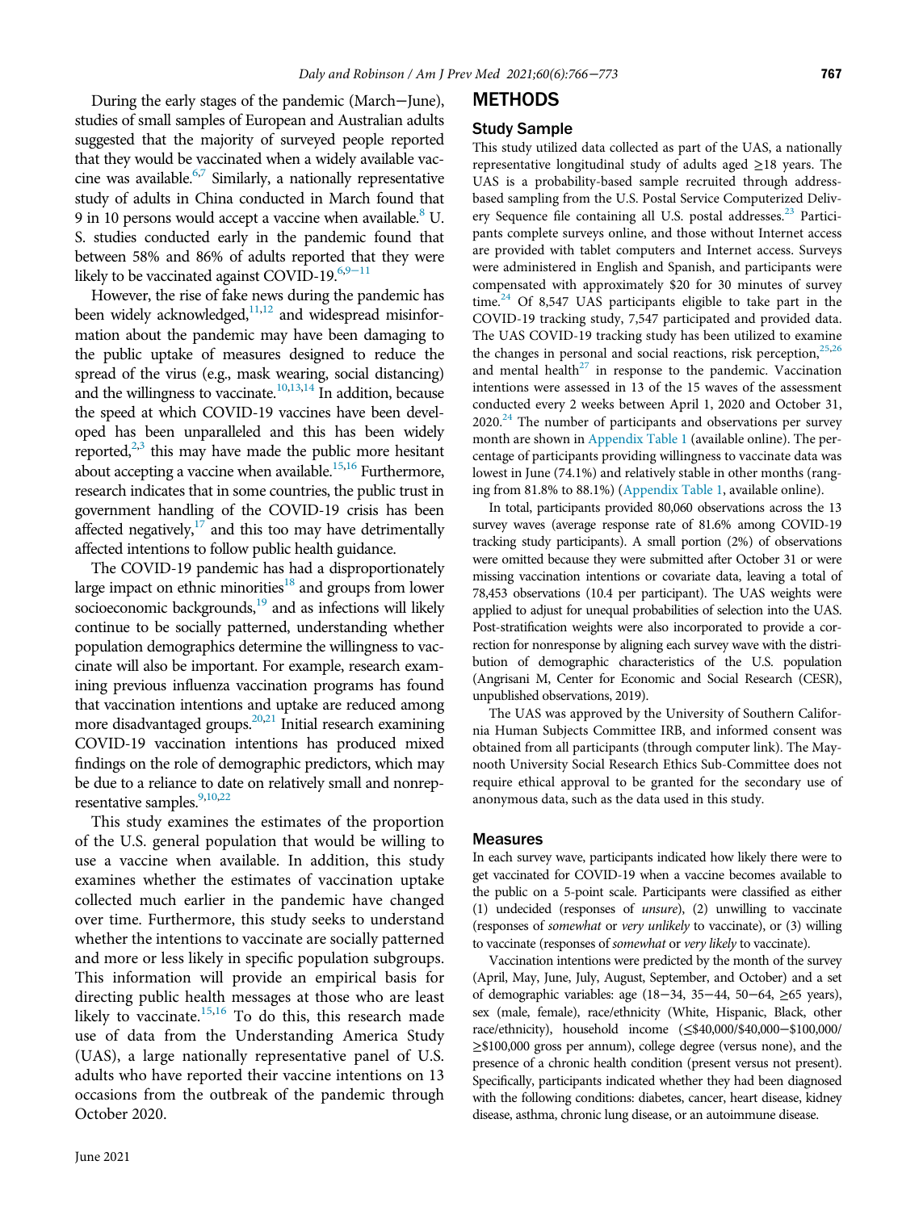During the early stages of the pandemic (March−June), studies of small samples of European and Australian adults suggested that the majority of surveyed people reported that they would be vaccinated when a widely available vaccine was available.[6,7] Similarly, a nationally representative study of adults in China conducted in March found that 9 in 10 persons would accept a vaccine when available.[8] U.S. studies conducted early in the pandemic found that between 58% and 86% of adults reported that they were likely to be vaccinated against COVID-19.[6,9−11]

However, the rise of fake news during the pandemic has been widely acknowledged,[11,12] and widespread misinformation about the pandemic may have been damaging to the public uptake of measures designed to reduce the spread of the virus (e.g., mask wearing, social distancing) and the willingness to vaccinate.[10,13,14] In addition, because the speed at which COVID-19 vaccines have been developed has been unparalleled and this has been widely reported,[2,3] this may have made the public more hesitant about accepting a vaccine when available.[15,16] Furthermore, research indicates that in some countries, the public trust in government handling of the COVID-19 crisis has been affected negatively,[17] and this too may have detrimentally affected intentions to follow public health guidance.

The COVID-19 pandemic has had a disproportionately large impact on ethnic minorities[18] and groups from lower socioeconomic backgrounds,[19] and as infections will likely continue to be socially patterned, understanding whether population demographics determine the willingness to vaccinate will also be important. For example, research examining previous influenza vaccination programs has found that vaccination intentions and uptake are reduced among more disadvantaged groups.[20,21] Initial research examining COVID-19 vaccination intentions has produced mixed findings on the role of demographic predictors, which may be due to a reliance to date on relatively small and nonrepresentative samples.[9,10,22]

This study examines the estimates of the proportion of the U.S. general population that would be willing to use a vaccine when available. In addition, this study examines whether the estimates of vaccination uptake collected much earlier in the pandemic have changed over time. Furthermore, this study seeks to understand whether the intentions to vaccinate are socially patterned and more or less likely in specific population subgroups. This information will provide an empirical basis for directing public health messages at those who are least likely to vaccinate.[15,16] To do this, this research made use of data from the Understanding America Study (UAS), a large nationally representative panel of U.S. adults who have reported their vaccine intentions on 13 occasions from the outbreak of the pandemic through October 2020.

# METHODS

## Study Sample

This study utilized data collected as part of the UAS, a nationally representative longitudinal study of adults aged ≥18 years. The UAS is a probability-based sample recruited through address-based sampling from the U.S. Postal Service Computerized Delivery Sequence file containing all U.S. postal addresses.[23] Participants complete surveys online, and those without Internet access are provided with tablet computers and Internet access. Surveys were administered in English and Spanish, and participants were compensated with approximately $20 for 30 minutes of survey time.[24] Of 8,547 UAS participants eligible to take part in the COVID-19 tracking study, 7,547 participated and provided data. The UAS COVID-19 tracking study has been utilized to examine the changes in personal and social reactions, risk perception,[25,26] and mental health[27] in response to the pandemic. Vaccination intentions were assessed in 13 of the 15 waves of the assessment conducted every 2 weeks between April 1, 2020 and October 31, 2020.[24] The number of participants and observations per survey month are shown in Appendix Table 1 (available online). The percentage of participants providing willingness to vaccinate data was lowest in June (74.1%) and relatively stable in other months (ranging from 81.8% to 88.1%) (Appendix Table 1, available online).

In total, participants provided 80,060 observations across the 13 survey waves (average response rate of 81.6% among COVID-19 tracking study participants). A small portion (2%) of observations were omitted because they were submitted after October 31 or were missing vaccination intentions or covariate data, leaving a total of 78,453 observations (10.4 per participant). The UAS weights were applied to adjust for unequal probabilities of selection into the UAS. Post-stratification weights were also incorporated to provide a correction for nonresponse by aligning each survey wave with the distribution of demographic characteristics of the U.S. population (Angrisani M, Center for Economic and Social Research (CESR), unpublished observations, 2019).

The UAS was approved by the University of Southern California Human Subjects Committee IRB, and informed consent was obtained from all participants (through computer link). The Maynooth University Social Research Ethics Sub-Committee does not require ethical approval to be granted for the secondary use of anonymous data, such as the data used in this study.

## Measures

In each survey wave, participants indicated how likely there were to get vaccinated for COVID-19 when a vaccine becomes available to the public on a 5-point scale. Participants were classified as either (1) undecided (responses of *unsure*), (2) unwilling to vaccinate (responses of *somewhat* or *very unlikely* to vaccinate), or (3) willing to vaccinate (responses of *somewhat* or *very likely* to vaccinate).

Vaccination intentions were predicted by the month of the survey (April, May, June, July, August, September, and October) and a set of demographic variables: age (18−34, 35−44, 50−64, ≥65 years), sex (male, female), race/ethnicity (White, Hispanic, Black, other race/ethnicity), household income (≤$40,000/$40,000−$100,000/≥$100,000 gross per annum), college degree (versus none), and the presence of a chronic health condition (present versus not present). Specifically, participants indicated whether they had been diagnosed with the following conditions: diabetes, cancer, heart disease, kidney disease, asthma, chronic lung disease, or an autoimmune disease.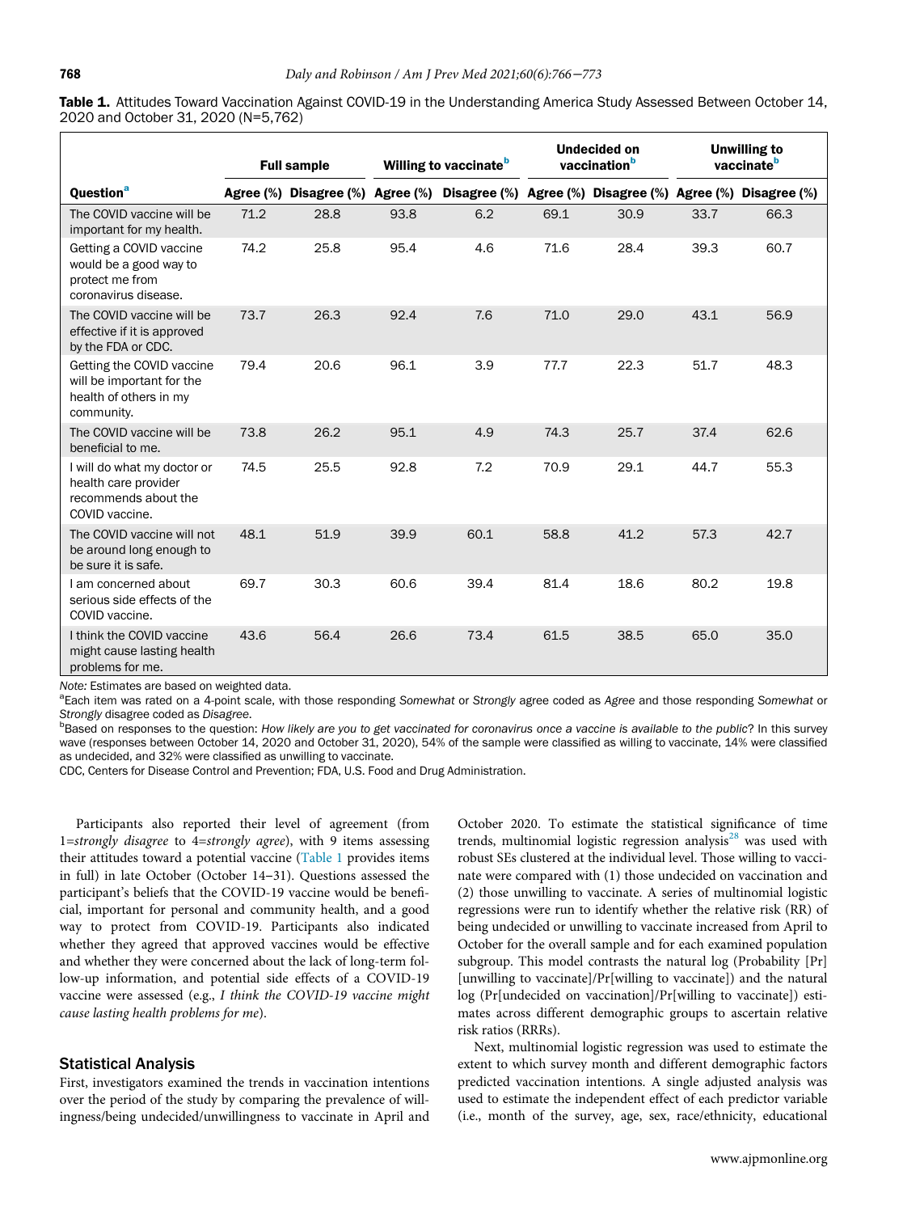**Table 1.** Attitudes Toward Vaccination Against COVID-19 in the Understanding America Study Assessed Between October 14, 2020 and October 31, 2020 (N=5,762)

| | Full sample | | Willing to vaccinate[b] | | Undecided on vaccination[b] | | Unwilling to vaccinate[b] | |
|---|---|---|---|---|---|---|---|---|
| Question[a] | Agree (%) | Disagree (%) | Agree (%) | Disagree (%) | Agree (%) | Disagree (%) | Agree (%) | Disagree (%) |
| The COVID vaccine will be important for my health. | 71.2 | 28.8 | 93.8 | 6.2 | 69.1 | 30.9 | 33.7 | 66.3 |
| Getting a COVID vaccine would be a good way to protect me from coronavirus disease. | 74.2 | 25.8 | 95.4 | 4.6 | 71.6 | 28.4 | 39.3 | 60.7 |
| The COVID vaccine will be effective if it is approved by the FDA or CDC. | 73.7 | 26.3 | 92.4 | 7.6 | 71.0 | 29.0 | 43.1 | 56.9 |
| Getting the COVID vaccine will be important for the health of others in my community. | 79.4 | 20.6 | 96.1 | 3.9 | 77.7 | 22.3 | 51.7 | 48.3 |
| The COVID vaccine will be beneficial to me. | 73.8 | 26.2 | 95.1 | 4.9 | 74.3 | 25.7 | 37.4 | 62.6 |
| I will do what my doctor or health care provider recommends about the COVID vaccine. | 74.5 | 25.5 | 92.8 | 7.2 | 70.9 | 29.1 | 44.7 | 55.3 |
| The COVID vaccine will not be around long enough to be sure it is safe. | 48.1 | 51.9 | 39.9 | 60.1 | 58.8 | 41.2 | 57.3 | 42.7 |
| I am concerned about serious side effects of the COVID vaccine. | 69.7 | 30.3 | 60.6 | 39.4 | 81.4 | 18.6 | 80.2 | 19.8 |
| I think the COVID vaccine might cause lasting health problems for me. | 43.6 | 56.4 | 26.6 | 73.4 | 61.5 | 38.5 | 65.0 | 35.0 |

*Note:* Estimates are based on weighted data.

[a]Each item was rated on a 4-point scale, with those responding *Somewhat* or *Strongly* agree coded as *Agree* and those responding *Somewhat* or *Strongly* disagree coded as *Disagree*.

[b]Based on responses to the question: *How likely are you to get vaccinated for coronavirus once a vaccine is available to the public*? In this survey wave (responses between October 14, 2020 and October 31, 2020), 54% of the sample were classified as willing to vaccinate, 14% were classified as undecided, and 32% were classified as unwilling to vaccinate.

CDC, Centers for Disease Control and Prevention; FDA, U.S. Food and Drug Administration.

Participants also reported their level of agreement (from 1=*strongly disagree* to 4=*strongly agree*), with 9 items assessing their attitudes toward a potential vaccine (Table 1 provides items in full) in late October (October 14–31). Questions assessed the participant's beliefs that the COVID-19 vaccine would be beneficial, important for personal and community health, and a good way to protect from COVID-19. Participants also indicated whether they agreed that approved vaccines would be effective and whether they were concerned about the lack of long-term follow-up information, and potential side effects of a COVID-19 vaccine were assessed (e.g., *I think the COVID-19 vaccine might cause lasting health problems for me*).

## Statistical Analysis

First, investigators examined the trends in vaccination intentions over the period of the study by comparing the prevalence of willingness/being undecided/unwillingness to vaccinate in April and October 2020. To estimate the statistical significance of time trends, multinomial logistic regression analysis[28] was used with robust SEs clustered at the individual level. Those willing to vaccinate were compared with (1) those undecided on vaccination and (2) those unwilling to vaccinate. A series of multinomial logistic regressions were run to identify whether the relative risk (RR) of being undecided or unwilling to vaccinate increased from April to October for the overall sample and for each examined population subgroup. This model contrasts the natural log (Probability [Pr][unwilling to vaccinate]/Pr[willing to vaccinate]) and the natural log (Pr[undecided on vaccination]/Pr[willing to vaccinate]) estimates across different demographic groups to ascertain relative risk ratios (RRRs).

Next, multinomial logistic regression was used to estimate the extent to which survey month and different demographic factors predicted vaccination intentions. A single adjusted analysis was used to estimate the independent effect of each predictor variable (i.e., month of the survey, age, sex, race/ethnicity, educational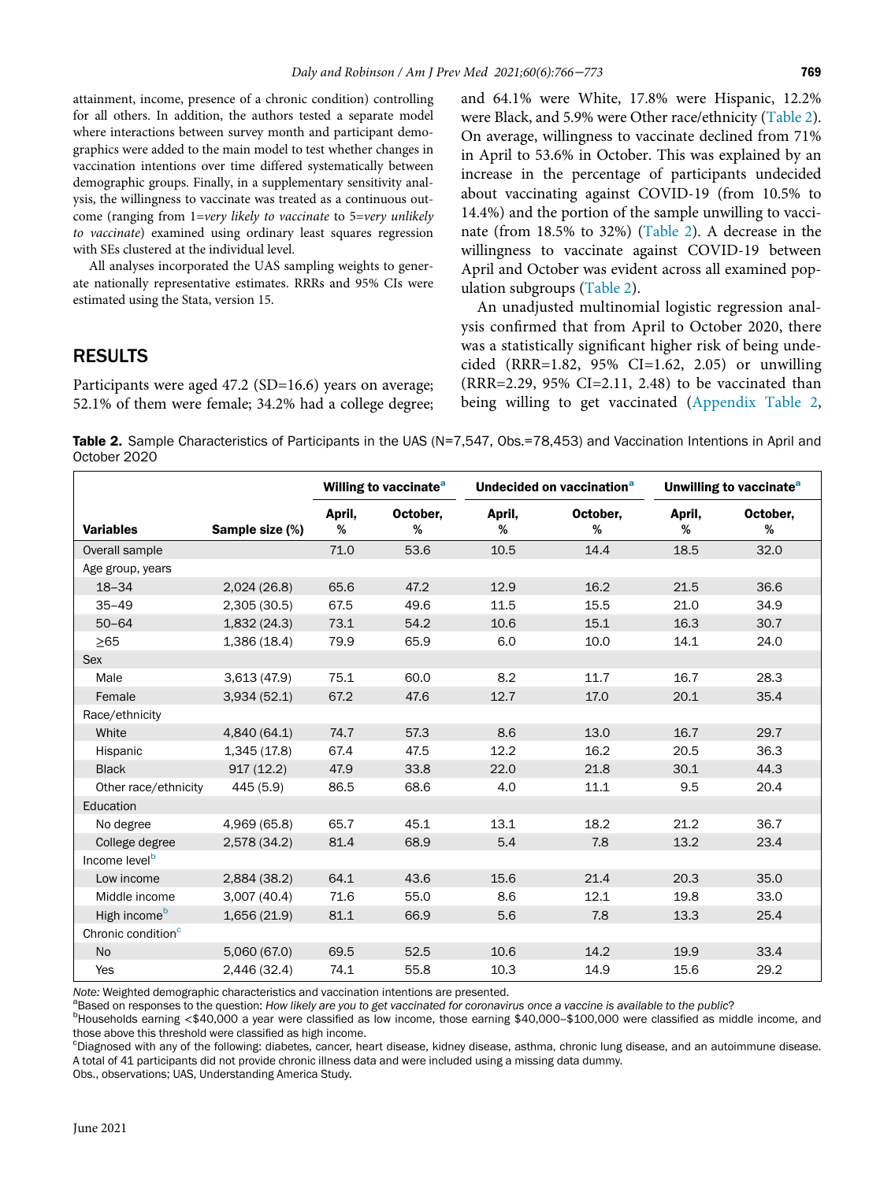attainment, income, presence of a chronic condition) controlling for all others. In addition, the authors tested a separate model where interactions between survey month and participant demographics were added to the main model to test whether changes in vaccination intentions over time differed systematically between demographic groups. Finally, in a supplementary sensitivity analysis, the willingness to vaccinate was treated as a continuous outcome (ranging from 1=*very likely to vaccinate* to 5=*very unlikely to vaccinate*) examined using ordinary least squares regression with SEs clustered at the individual level.

All analyses incorporated the UAS sampling weights to generate nationally representative estimates. RRRs and 95% CIs were estimated using the Stata, version 15.

## RESULTS

Participants were aged 47.2 (SD=16.6) years on average; 52.1% of them were female; 34.2% had a college degree; and 64.1% were White, 17.8% were Hispanic, 12.2% were Black, and 5.9% were Other race/ethnicity (Table 2). On average, willingness to vaccinate declined from 71% in April to 53.6% in October. This was explained by an increase in the percentage of participants undecided about vaccinating against COVID-19 (from 10.5% to 14.4%) and the portion of the sample unwilling to vaccinate (from 18.5% to 32%) (Table 2). A decrease in the willingness to vaccinate against COVID-19 between April and October was evident across all examined population subgroups (Table 2).

An unadjusted multinomial logistic regression analysis confirmed that from April to October 2020, there was a statistically significant higher risk of being undecided (RRR=1.82, 95% CI=1.62, 2.05) or unwilling (RRR=2.29, 95% CI=2.11, 2.48) to be vaccinated than being willing to get vaccinated (Appendix Table 2,

**Table 2.** Sample Characteristics of Participants in the UAS (N=7,547, Obs.=78,453) and Vaccination Intentions in April and October 2020

| | | Willing to vaccinate[a] | | Undecided on vaccination[a] | | Unwilling to vaccinate[a] | |
|---|---|---|---|---|---|---|---|
| **Variables** | **Sample size (%)** | **April, %** | **October, %** | **April, %** | **October, %** | **April, %** | **October, %** |
| Overall sample | | 71.0 | 53.6 | 10.5 | 14.4 | 18.5 | 32.0 |
| Age group, years | | | | | | | |
| 18–34 | 2,024 (26.8) | 65.6 | 47.2 | 12.9 | 16.2 | 21.5 | 36.6 |
| 35–49 | 2,305 (30.5) | 67.5 | 49.6 | 11.5 | 15.5 | 21.0 | 34.9 |
| 50–64 | 1,832 (24.3) | 73.1 | 54.2 | 10.6 | 15.1 | 16.3 | 30.7 |
| ≥65 | 1,386 (18.4) | 79.9 | 65.9 | 6.0 | 10.0 | 14.1 | 24.0 |
| Sex | | | | | | | |
| Male | 3,613 (47.9) | 75.1 | 60.0 | 8.2 | 11.7 | 16.7 | 28.3 |
| Female | 3,934 (52.1) | 67.2 | 47.6 | 12.7 | 17.0 | 20.1 | 35.4 |
| Race/ethnicity | | | | | | | |
| White | 4,840 (64.1) | 74.7 | 57.3 | 8.6 | 13.0 | 16.7 | 29.7 |
| Hispanic | 1,345 (17.8) | 67.4 | 47.5 | 12.2 | 16.2 | 20.5 | 36.3 |
| Black | 917 (12.2) | 47.9 | 33.8 | 22.0 | 21.8 | 30.1 | 44.3 |
| Other race/ethnicity | 445 (5.9) | 86.5 | 68.6 | 4.0 | 11.1 | 9.5 | 20.4 |
| Education | | | | | | | |
| No degree | 4,969 (65.8) | 65.7 | 45.1 | 13.1 | 18.2 | 21.2 | 36.7 |
| College degree | 2,578 (34.2) | 81.4 | 68.9 | 5.4 | 7.8 | 13.2 | 23.4 |
| Income level[b] | | | | | | | |
| Low income | 2,884 (38.2) | 64.1 | 43.6 | 15.6 | 21.4 | 20.3 | 35.0 |
| Middle income | 3,007 (40.4) | 71.6 | 55.0 | 8.6 | 12.1 | 19.8 | 33.0 |
| High income[b] | 1,656 (21.9) | 81.1 | 66.9 | 5.6 | 7.8 | 13.3 | 25.4 |
| Chronic condition[c] | | | | | | | |
| No | 5,060 (67.0) | 69.5 | 52.5 | 10.6 | 14.2 | 19.9 | 33.4 |
| Yes | 2,446 (32.4) | 74.1 | 55.8 | 10.3 | 14.9 | 15.6 | 29.2 |

*Note:* Weighted demographic characteristics and vaccination intentions are presented.

[a]Based on responses to the question: *How likely are you to get vaccinated for coronavirus once a vaccine is available to the public*?

[b]Households earning <$40,000 a year were classified as low income, those earning $40,000–$100,000 were classified as middle income, and those above this threshold were classified as high income.

[c]Diagnosed with any of the following: diabetes, cancer, heart disease, kidney disease, asthma, chronic lung disease, and an autoimmune disease. A total of 41 participants did not provide chronic illness data and were included using a missing data dummy.

Obs., observations; UAS, Understanding America Study.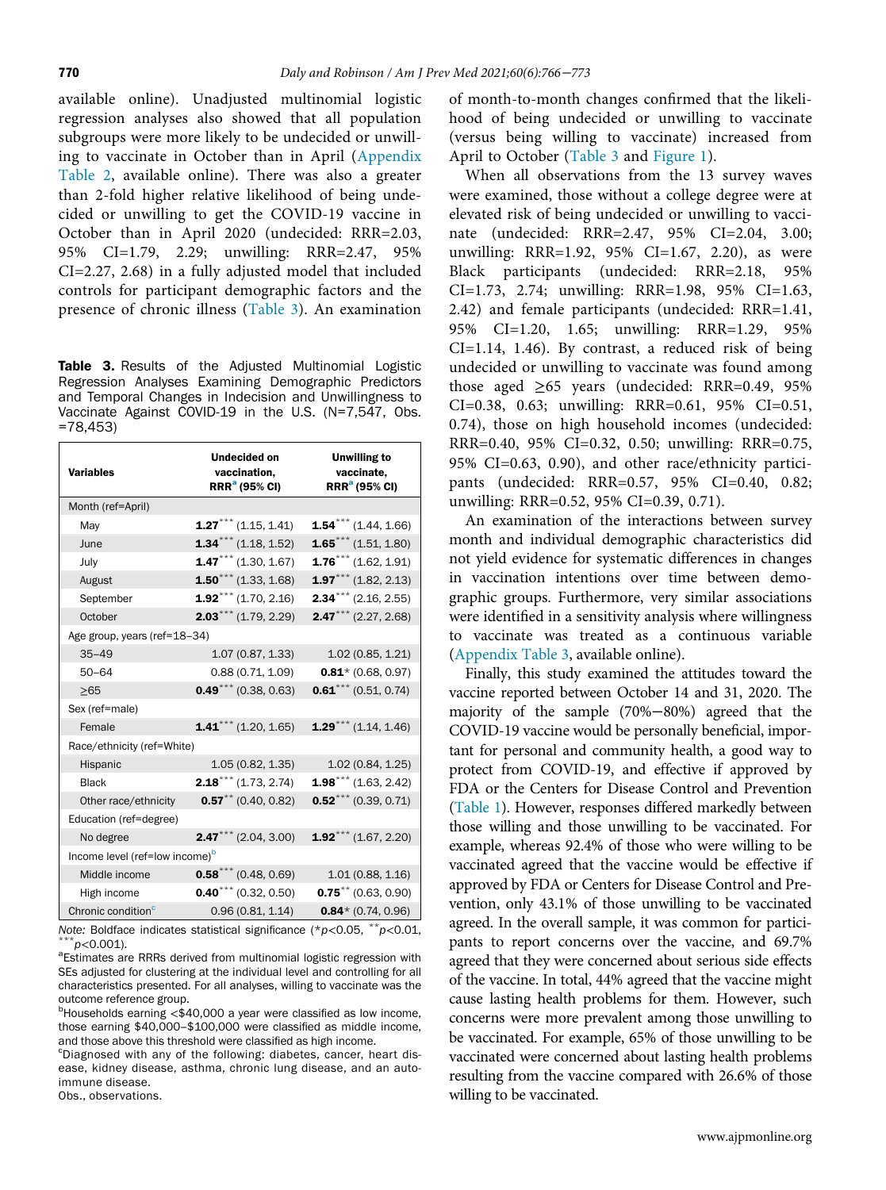available online). Unadjusted multinomial logistic regression analyses also showed that all population subgroups were more likely to be undecided or unwilling to vaccinate in October than in April (Appendix Table 2, available online). There was also a greater than 2-fold higher relative likelihood of being undecided or unwilling to get the COVID-19 vaccine in October than in April 2020 (undecided: RRR=2.03, 95% CI=1.79, 2.29; unwilling: RRR=2.47, 95% CI=2.27, 2.68) in a fully adjusted model that included controls for participant demographic factors and the presence of chronic illness (Table 3). An examination of month-to-month changes confirmed that the likelihood of being undecided or unwilling to vaccinate (versus being willing to vaccinate) increased from April to October (Table 3 and Figure 1).

**Table 3.** Results of the Adjusted Multinomial Logistic Regression Analyses Examining Demographic Predictors and Temporal Changes in Indecision and Unwillingness to Vaccinate Against COVID-19 in the U.S. (N=7,547, Obs. =78,453)

| Variables | Undecided on vaccination, RRR[a] (95% CI) | Unwilling to vaccinate, RRR[a] (95% CI) |
|---|---|---|
| Month (ref=April) | | |
| May | **1.27**\*\*\* (1.15, 1.41) | **1.54**\*\*\* (1.44, 1.66) |
| June | **1.34**\*\*\* (1.18, 1.52) | **1.65**\*\*\* (1.51, 1.80) |
| July | **1.47**\*\*\* (1.30, 1.67) | **1.76**\*\*\* (1.62, 1.91) |
| August | **1.50**\*\*\* (1.33, 1.68) | **1.97**\*\*\* (1.82, 2.13) |
| September | **1.92**\*\*\* (1.70, 2.16) | **2.34**\*\*\* (2.16, 2.55) |
| October | **2.03**\*\*\* (1.79, 2.29) | **2.47**\*\*\* (2.27, 2.68) |
| Age group, years (ref=18–34) | | |
| 35–49 | 1.07 (0.87, 1.33) | 1.02 (0.85, 1.21) |
| 50–64 | 0.88 (0.71, 1.09) | **0.81**\* (0.68, 0.97) |
| ≥65 | **0.49**\*\*\* (0.38, 0.63) | **0.61**\*\*\* (0.51, 0.74) |
| Sex (ref=male) | | |
| Female | **1.41**\*\*\* (1.20, 1.65) | **1.29**\*\*\* (1.14, 1.46) |
| Race/ethnicity (ref=White) | | |
| Hispanic | 1.05 (0.82, 1.35) | 1.02 (0.84, 1.25) |
| Black | **2.18**\*\*\* (1.73, 2.74) | **1.98**\*\*\* (1.63, 2.42) |
| Other race/ethnicity | **0.57**\*\* (0.40, 0.82) | **0.52**\*\*\* (0.39, 0.71) |
| Education (ref=degree) | | |
| No degree | **2.47**\*\*\* (2.04, 3.00) | **1.92**\*\*\* (1.67, 2.20) |
| Income level (ref=low income)[b] | | |
| Middle income | **0.58**\*\*\* (0.48, 0.69) | 1.01 (0.88, 1.16) |
| High income | **0.40**\*\*\* (0.32, 0.50) | **0.75**\*\* (0.63, 0.90) |
| Chronic condition[c] | 0.96 (0.81, 1.14) | **0.84**\* (0.74, 0.96) |

*Note:* Boldface indicates statistical significance (\*$p<0.05$, \*\*$p<0.01$, \*\*\*$p<0.001$).

[a]Estimates are RRRs derived from multinomial logistic regression with SEs adjusted for clustering at the individual level and controlling for all characteristics presented. For all analyses, willing to vaccinate was the outcome reference group.

[b]Households earning <$40,000 a year were classified as low income, those earning $40,000–$100,000 were classified as middle income, and those above this threshold were classified as high income.

[c]Diagnosed with any of the following: diabetes, cancer, heart disease, kidney disease, asthma, chronic lung disease, and an autoimmune disease.

Obs., observations.

When all observations from the 13 survey waves were examined, those without a college degree were at elevated risk of being undecided or unwilling to vaccinate (undecided: RRR=2.47, 95% CI=2.04, 3.00; unwilling: RRR=1.92, 95% CI=1.67, 2.20), as were Black participants (undecided: RRR=2.18, 95% CI=1.73, 2.74; unwilling: RRR=1.98, 95% CI=1.63, 2.42) and female participants (undecided: RRR=1.41, 95% CI=1.20, 1.65; unwilling: RRR=1.29, 95% CI=1.14, 1.46). By contrast, a reduced risk of being undecided or unwilling to vaccinate was found among those aged ≥65 years (undecided: RRR=0.49, 95% CI=0.38, 0.63; unwilling: RRR=0.61, 95% CI=0.51, 0.74), those on high household incomes (undecided: RRR=0.40, 95% CI=0.32, 0.50; unwilling: RRR=0.75, 95% CI=0.63, 0.90), and other race/ethnicity participants (undecided: RRR=0.57, 95% CI=0.40, 0.82; unwilling: RRR=0.52, 95% CI=0.39, 0.71).

An examination of the interactions between survey month and individual demographic characteristics did not yield evidence for systematic differences in changes in vaccination intentions over time between demographic groups. Furthermore, very similar associations were identified in a sensitivity analysis where willingness to vaccinate was treated as a continuous variable (Appendix Table 3, available online).

Finally, this study examined the attitudes toward the vaccine reported between October 14 and 31, 2020. The majority of the sample (70%−80%) agreed that the COVID-19 vaccine would be personally beneficial, important for personal and community health, a good way to protect from COVID-19, and effective if approved by FDA or the Centers for Disease Control and Prevention (Table 1). However, responses differed markedly between those willing and those unwilling to be vaccinated. For example, whereas 92.4% of those who were willing to be vaccinated agreed that the vaccine would be effective if approved by FDA or Centers for Disease Control and Prevention, only 43.1% of those unwilling to be vaccinated agreed. In the overall sample, it was common for participants to report concerns over the vaccine, and 69.7% agreed that they were concerned about serious side effects of the vaccine. In total, 44% agreed that the vaccine might cause lasting health problems for them. However, such concerns were more prevalent among those unwilling to be vaccinated. For example, 65% of those unwilling to be vaccinated were concerned about lasting health problems resulting from the vaccine compared with 26.6% of those willing to be vaccinated.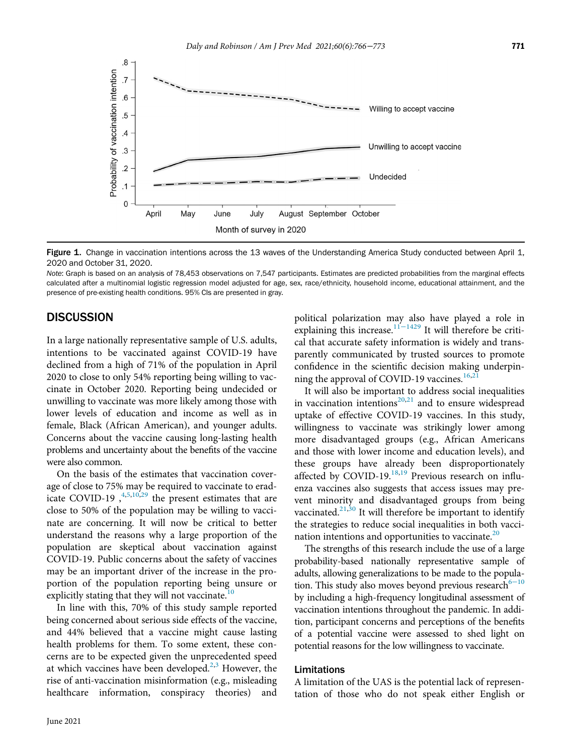Figure 1. Change in vaccination intentions across the 13 waves of the Understanding America Study conducted between April 1, 2020 and October 31, 2020.

*Note*: Graph is based on an analysis of 78,453 observations on 7,547 participants. Estimates are predicted probabilities from the marginal effects calculated after a multinomial logistic regression model adjusted for age, sex, race/ethnicity, household income, educational attainment, and the presence of pre-existing health conditions. 95% CIs are presented in gray.

## DISCUSSION

In a large nationally representative sample of U.S. adults, intentions to be vaccinated against COVID-19 have declined from a high of 71% of the population in April 2020 to close to only 54% reporting being willing to vaccinate in October 2020. Reporting being undecided or unwilling to vaccinate was more likely among those with lower levels of education and income as well as in female, Black (African American), and younger adults. Concerns about the vaccine causing long-lasting health problems and uncertainty about the benefits of the vaccine were also common.

On the basis of the estimates that vaccination coverage of close to 75% may be required to vaccinate to eradicate COVID-19 ,[4,5,10,29] the present estimates that are close to 50% of the population may be willing to vaccinate are concerning. It will now be critical to better understand the reasons why a large proportion of the population are skeptical about vaccination against COVID-19. Public concerns about the safety of vaccines may be an important driver of the increase in the proportion of the population reporting being unsure or explicitly stating that they will not vaccinate.[10]

In line with this, 70% of this study sample reported being concerned about serious side effects of the vaccine, and 44% believed that a vaccine might cause lasting health problems for them. To some extent, these concerns are to be expected given the unprecedented speed at which vaccines have been developed.[2,3] However, the rise of anti-vaccination misinformation (e.g., misleading healthcare information, conspiracy theories) and political polarization may also have played a role in explaining this increase.[11–1429] It will therefore be critical that accurate safety information is widely and transparently communicated by trusted sources to promote confidence in the scientific decision making underpinning the approval of COVID-19 vaccines.[16,21]

It will also be important to address social inequalities in vaccination intentions[20,21] and to ensure widespread uptake of effective COVID-19 vaccines. In this study, willingness to vaccinate was strikingly lower among more disadvantaged groups (e.g., African Americans and those with lower income and education levels), and these groups have already been disproportionately affected by COVID-19.[18,19] Previous research on influenza vaccines also suggests that access issues may prevent minority and disadvantaged groups from being vaccinated.[21,30] It will therefore be important to identify the strategies to reduce social inequalities in both vaccination intentions and opportunities to vaccinate.[20]

The strengths of this research include the use of a large probability-based nationally representative sample of adults, allowing generalizations to be made to the population. This study also moves beyond previous research[6–10] by including a high-frequency longitudinal assessment of vaccination intentions throughout the pandemic. In addition, participant concerns and perceptions of the benefits of a potential vaccine were assessed to shed light on potential reasons for the low willingness to vaccinate.

### Limitations

A limitation of the UAS is the potential lack of representation of those who do not speak either English or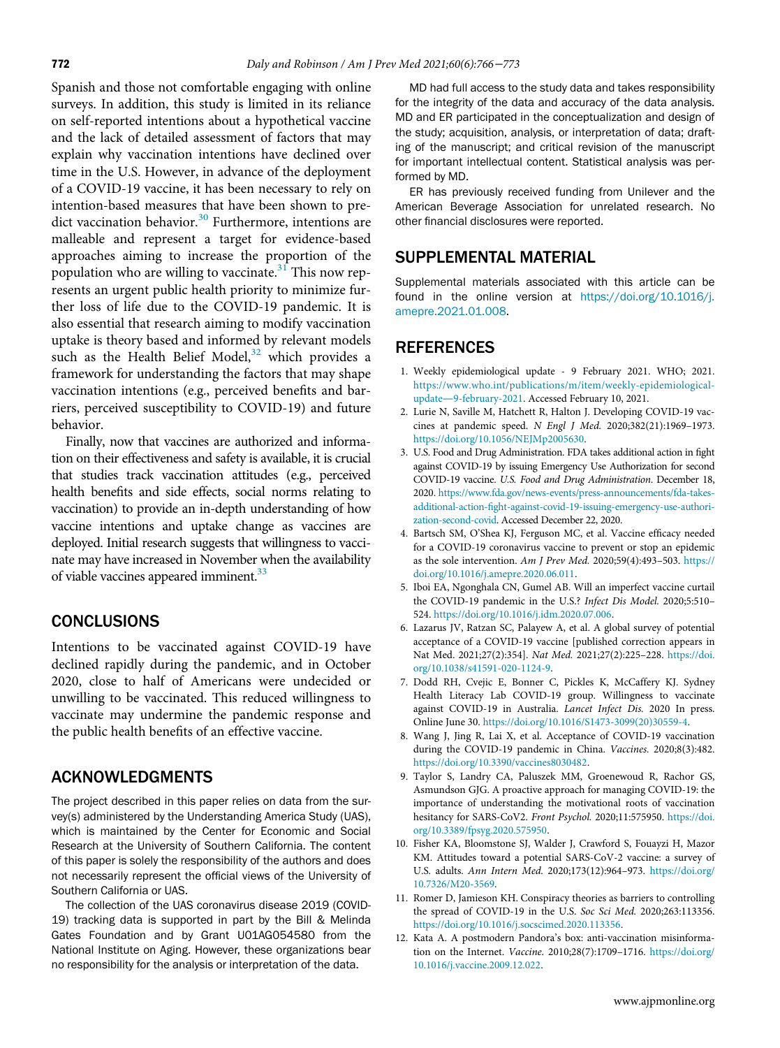Spanish and those not comfortable engaging with online surveys. In addition, this study is limited in its reliance on self-reported intentions about a hypothetical vaccine and the lack of detailed assessment of factors that may explain why vaccination intentions have declined over time in the U.S. However, in advance of the deployment of a COVID-19 vaccine, it has been necessary to rely on intention-based measures that have been shown to predict vaccination behavior.[30] Furthermore, intentions are malleable and represent a target for evidence-based approaches aiming to increase the proportion of the population who are willing to vaccinate.[31] This now represents an urgent public health priority to minimize further loss of life due to the COVID-19 pandemic. It is also essential that research aiming to modify vaccination uptake is theory based and informed by relevant models such as the Health Belief Model,[32] which provides a framework for understanding the factors that may shape vaccination intentions (e.g., perceived benefits and barriers, perceived susceptibility to COVID-19) and future behavior.

Finally, now that vaccines are authorized and information on their effectiveness and safety is available, it is crucial that studies track vaccination attitudes (e.g., perceived health benefits and side effects, social norms relating to vaccination) to provide an in-depth understanding of how vaccine intentions and uptake change as vaccines are deployed. Initial research suggests that willingness to vaccinate may have increased in November when the availability of viable vaccines appeared imminent.[33]

## CONCLUSIONS

Intentions to be vaccinated against COVID-19 have declined rapidly during the pandemic, and in October 2020, close to half of Americans were undecided or unwilling to be vaccinated. This reduced willingness to vaccinate may undermine the pandemic response and the public health benefits of an effective vaccine.

## ACKNOWLEDGMENTS

The project described in this paper relies on data from the survey(s) administered by the Understanding America Study (UAS), which is maintained by the Center for Economic and Social Research at the University of Southern California. The content of this paper is solely the responsibility of the authors and does not necessarily represent the official views of the University of Southern California or UAS.

The collection of the UAS coronavirus disease 2019 (COVID-19) tracking data is supported in part by the Bill & Melinda Gates Foundation and by Grant U01AG054580 from the National Institute on Aging. However, these organizations bear no responsibility for the analysis or interpretation of the data.

MD had full access to the study data and takes responsibility for the integrity of the data and accuracy of the data analysis. MD and ER participated in the conceptualization and design of the study; acquisition, analysis, or interpretation of data; drafting of the manuscript; and critical revision of the manuscript for important intellectual content. Statistical analysis was performed by MD.

ER has previously received funding from Unilever and the American Beverage Association for unrelated research. No other financial disclosures were reported.

## SUPPLEMENTAL MATERIAL

Supplemental materials associated with this article can be found in the online version at https://doi.org/10.1016/j.amepre.2021.01.008.

## REFERENCES

1. Weekly epidemiological update - 9 February 2021. WHO; 2021. https://www.who.int/publications/m/item/weekly-epidemiological-update—9-february-2021. Accessed February 10, 2021.
2. Lurie N, Saville M, Hatchett R, Halton J. Developing COVID-19 vaccines at pandemic speed. *N Engl J Med.* 2020;382(21):1969–1973. https://doi.org/10.1056/NEJMp2005630.
3. U.S. Food and Drug Administration. FDA takes additional action in fight against COVID-19 by issuing Emergency Use Authorization for second COVID-19 vaccine. *U.S. Food and Drug Administration*. December 18, 2020. https://www.fda.gov/news-events/press-announcements/fda-takes-additional-action-fight-against-covid-19-issuing-emergency-use-authorization-second-covid. Accessed December 22, 2020.
4. Bartsch SM, O'Shea KJ, Ferguson MC, et al. Vaccine efficacy needed for a COVID-19 coronavirus vaccine to prevent or stop an epidemic as the sole intervention. *Am J Prev Med.* 2020;59(4):493–503. https://doi.org/10.1016/j.amepre.2020.06.011.
5. Iboi EA, Ngonghala CN, Gumel AB. Will an imperfect vaccine curtail the COVID-19 pandemic in the U.S.? *Infect Dis Model.* 2020;5:510–524. https://doi.org/10.1016/j.idm.2020.07.006.
6. Lazarus JV, Ratzan SC, Palayew A, et al. A global survey of potential acceptance of a COVID-19 vaccine [published correction appears in Nat Med. 2021;27(2):354]. *Nat Med.* 2021;27(2):225–228. https://doi.org/10.1038/s41591-020-1124-9.
7. Dodd RH, Cvejic E, Bonner C, Pickles K, McCaffery KJ. Sydney Health Literacy Lab COVID-19 group. Willingness to vaccinate against COVID-19 in Australia. *Lancet Infect Dis.* 2020 In press. Online June 30. https://doi.org/10.1016/S1473-3099(20)30559-4.
8. Wang J, Jing R, Lai X, et al. Acceptance of COVID-19 vaccination during the COVID-19 pandemic in China. *Vaccines.* 2020;8(3):482. https://doi.org/10.3390/vaccines8030482.
9. Taylor S, Landry CA, Paluszek MM, Groenewoud R, Rachor GS, Asmundson GJG. A proactive approach for managing COVID-19: the importance of understanding the motivational roots of vaccination hesitancy for SARS-CoV2. *Front Psychol.* 2020;11:575950. https://doi.org/10.3389/fpsyg.2020.575950.
10. Fisher KA, Bloomstone SJ, Walder J, Crawford S, Fouayzi H, Mazor KM. Attitudes toward a potential SARS-CoV-2 vaccine: a survey of U.S. adults. *Ann Intern Med.* 2020;173(12):964–973. https://doi.org/10.7326/M20-3569.
11. Romer D, Jamieson KH. Conspiracy theories as barriers to controlling the spread of COVID-19 in the U.S. *Soc Sci Med.* 2020;263:113356. https://doi.org/10.1016/j.socscimed.2020.113356.
12. Kata A. A postmodern Pandora's box: anti-vaccination misinformation on the Internet. *Vaccine.* 2010;28(7):1709–1716. https://doi.org/10.1016/j.vaccine.2009.12.022.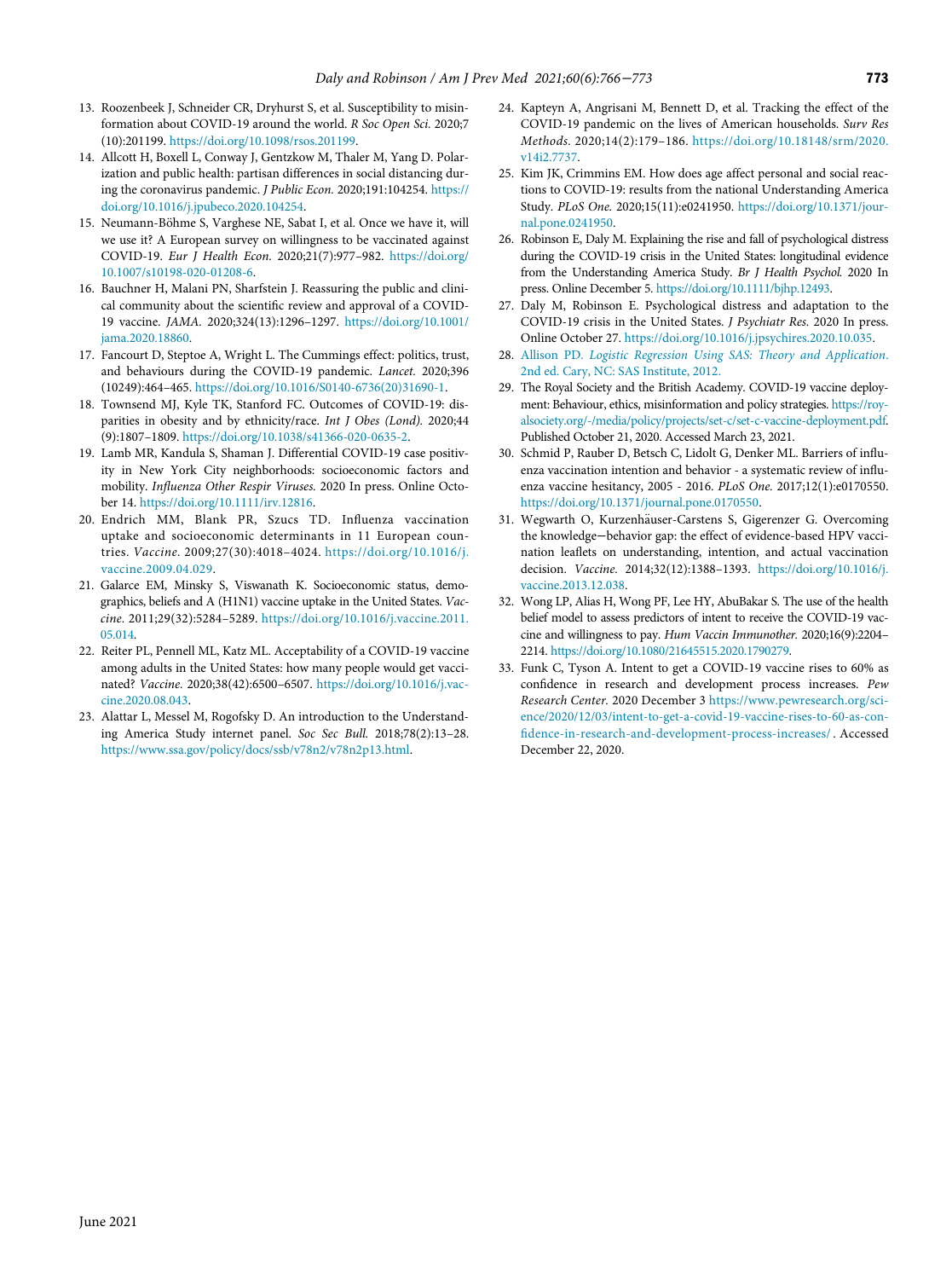13. Roozenbeek J, Schneider CR, Dryhurst S, et al. Susceptibility to misinformation about COVID-19 around the world. *R Soc Open Sci.* 2020;7(10):201199. https://doi.org/10.1098/rsos.201199.
14. Allcott H, Boxell L, Conway J, Gentzkow M, Thaler M, Yang D. Polarization and public health: partisan differences in social distancing during the coronavirus pandemic. *J Public Econ.* 2020;191:104254. https://doi.org/10.1016/j.jpubeco.2020.104254.
15. Neumann-Böhme S, Varghese NE, Sabat I, et al. Once we have it, will we use it? A European survey on willingness to be vaccinated against COVID-19. *Eur J Health Econ.* 2020;21(7):977–982. https://doi.org/10.1007/s10198-020-01208-6.
16. Bauchner H, Malani PN, Sharfstein J. Reassuring the public and clinical community about the scientific review and approval of a COVID-19 vaccine. *JAMA.* 2020;324(13):1296–1297. https://doi.org/10.1001/jama.2020.18860.
17. Fancourt D, Steptoe A, Wright L. The Cummings effect: politics, trust, and behaviours during the COVID-19 pandemic. *Lancet.* 2020;396(10249):464–465. https://doi.org/10.1016/S0140-6736(20)31690-1.
18. Townsend MJ, Kyle TK, Stanford FC. Outcomes of COVID-19: disparities in obesity and by ethnicity/race. *Int J Obes (Lond).* 2020;44(9):1807–1809. https://doi.org/10.1038/s41366-020-0635-2.
19. Lamb MR, Kandula S, Shaman J. Differential COVID-19 case positivity in New York City neighborhoods: socioeconomic factors and mobility. *Influenza Other Respir Viruses.* 2020 In press. Online October 14. https://doi.org/10.1111/irv.12816.
20. Endrich MM, Blank PR, Szucs TD. Influenza vaccination uptake and socioeconomic determinants in 11 European countries. *Vaccine.* 2009;27(30):4018–4024. https://doi.org/10.1016/j.vaccine.2009.04.029.
21. Galarce EM, Minsky S, Viswanath K. Socioeconomic status, demographics, beliefs and A (H1N1) vaccine uptake in the United States. *Vaccine.* 2011;29(32):5284–5289. https://doi.org/10.1016/j.vaccine.2011.05.014.
22. Reiter PL, Pennell ML, Katz ML. Acceptability of a COVID-19 vaccine among adults in the United States: how many people would get vaccinated? *Vaccine.* 2020;38(42):6500–6507. https://doi.org/10.1016/j.vaccine.2020.08.043.
23. Alattar L, Messel M, Rogofsky D. An introduction to the Understanding America Study internet panel. *Soc Sec Bull.* 2018;78(2):13–28. https://www.ssa.gov/policy/docs/ssb/v78n2/v78n2p13.html.
24. Kapteyn A, Angrisani M, Bennett D, et al. Tracking the effect of the COVID-19 pandemic on the lives of American households. *Surv Res Methods.* 2020;14(2):179–186. https://doi.org/10.18148/srm/2020.v14i2.7737.
25. Kim JK, Crimmins EM. How does age affect personal and social reactions to COVID-19: results from the national Understanding America Study. *PLoS One.* 2020;15(11):e0241950. https://doi.org/10.1371/journal.pone.0241950.
26. Robinson E, Daly M. Explaining the rise and fall of psychological distress during the COVID-19 crisis in the United States: longitudinal evidence from the Understanding America Study. *Br J Health Psychol.* 2020 In press. Online December 5. https://doi.org/10.1111/bjhp.12493.
27. Daly M, Robinson E. Psychological distress and adaptation to the COVID-19 crisis in the United States. *J Psychiatr Res.* 2020 In press. Online October 27. https://doi.org/10.1016/j.jpsychires.2020.10.035.
28. Allison PD. *Logistic Regression Using SAS: Theory and Application.* 2nd ed. Cary, NC: SAS Institute, 2012.
29. The Royal Society and the British Academy. COVID-19 vaccine deployment: Behaviour, ethics, misinformation and policy strategies. https://royalsociety.org/-/media/policy/projects/set-c/set-c-vaccine-deployment.pdf. Published October 21, 2020. Accessed March 23, 2021.
30. Schmid P, Rauber D, Betsch C, Lidolt G, Denker ML. Barriers of influenza vaccination intention and behavior - a systematic review of influenza vaccine hesitancy, 2005 - 2016. *PLoS One.* 2017;12(1):e0170550. https://doi.org/10.1371/journal.pone.0170550.
31. Wegwarth O, Kurzenhäuser-Carstens S, Gigerenzer G. Overcoming the knowledge−behavior gap: the effect of evidence-based HPV vaccination leaflets on understanding, intention, and actual vaccination decision. *Vaccine.* 2014;32(12):1388–1393. https://doi.org/10.1016/j.vaccine.2013.12.038.
32. Wong LP, Alias H, Wong PF, Lee HY, AbuBakar S. The use of the health belief model to assess predictors of intent to receive the COVID-19 vaccine and willingness to pay. *Hum Vaccin Immunother.* 2020;16(9):2204–2214. https://doi.org/10.1080/21645515.2020.1790279.
33. Funk C, Tyson A. Intent to get a COVID-19 vaccine rises to 60% as confidence in research and development process increases. *Pew Research Center.* 2020 December 3 https://www.pewresearch.org/science/2020/12/03/intent-to-get-a-covid-19-vaccine-rises-to-60-as-confidence-in-research-and-development-process-increases/ . Accessed December 22, 2020.